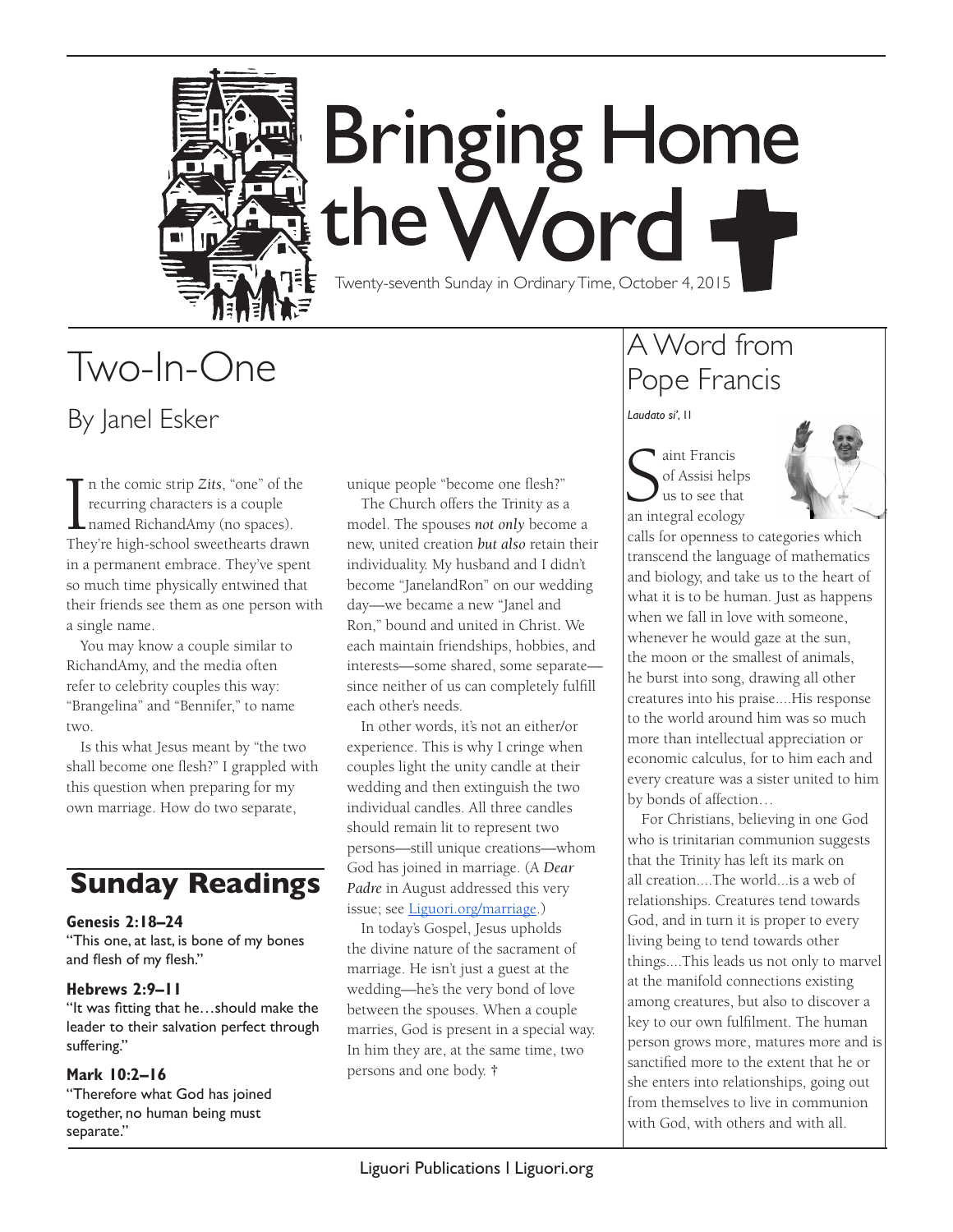# Bringing Home the Word

Twenty-seventh Sunday in Ordinary Time, October 4, 2015

## Two-In-One

### By Janel Esker

In the comic strip *Zits*, "one" of the recurring characters is a couple named RichandAmy (no spaces). They're high-school sweethearts drawn in a permanent embrace. They've spent so much time physically entwined that their friends see them as one person with a single name.

You may know a couple similar to RichandAmy, and the media often refer to celebrity couples this way: "Brangelina" and "Bennifer," to name two.

Is this what Jesus meant by "the two shall become one flesh?" I grappled with this question when preparing for my own marriage. How do two separate, unique people "become one flesh?"

The Church offers the Trinity as a model. The spouses ***not only*** become a new, united creation ***but also*** retain their individuality. My husband and I didn't become "JanelandRon" on our wedding day—we became a new "Janel and Ron," bound and united in Christ. We each maintain friendships, hobbies, and interests—some shared, some separate—since neither of us can completely fulfill each other's needs.

In other words, it's not an either/or experience. This is why I cringe when couples light the unity candle at their wedding and then extinguish the two individual candles. All three candles should remain lit to represent two persons—still unique creations—whom God has joined in marriage. (A ***Dear Padre*** in August addressed this very issue; see Liguori.org/marriage.)

In today's Gospel, Jesus upholds the divine nature of the sacrament of marriage. He isn't just a guest at the wedding—he's the very bond of love between the spouses. When a couple marries, God is present in a special way. In him they are, at the same time, two persons and one body. †

## Sunday Readings

**Genesis 2:18–24**
"This one, at last, is bone of my bones and flesh of my flesh."

**Hebrews 2:9–11**
"It was fitting that he…should make the leader to their salvation perfect through suffering."

**Mark 10:2–16**
"Therefore what God has joined together, no human being must separate."

## A Word from Pope Francis

*Laudato si'*, 11

Saint Francis of Assisi helps us to see that an integral ecology calls for openness to categories which transcend the language of mathematics and biology, and take us to the heart of what it is to be human. Just as happens when we fall in love with someone, whenever he would gaze at the sun, the moon or the smallest of animals, he burst into song, drawing all other creatures into his praise....His response to the world around him was so much more than intellectual appreciation or economic calculus, for to him each and every creature was a sister united to him by bonds of affection…

For Christians, believing in one God who is trinitarian communion suggests that the Trinity has left its mark on all creation....The world...is a web of relationships. Creatures tend towards God, and in turn it is proper to every living being to tend towards other things....This leads us not only to marvel at the manifold connections existing among creatures, but also to discover a key to our own fulfilment. The human person grows more, matures more and is sanctified more to the extent that he or she enters into relationships, going out from themselves to live in communion with God, with others and with all.

Liguori Publications | Liguori.org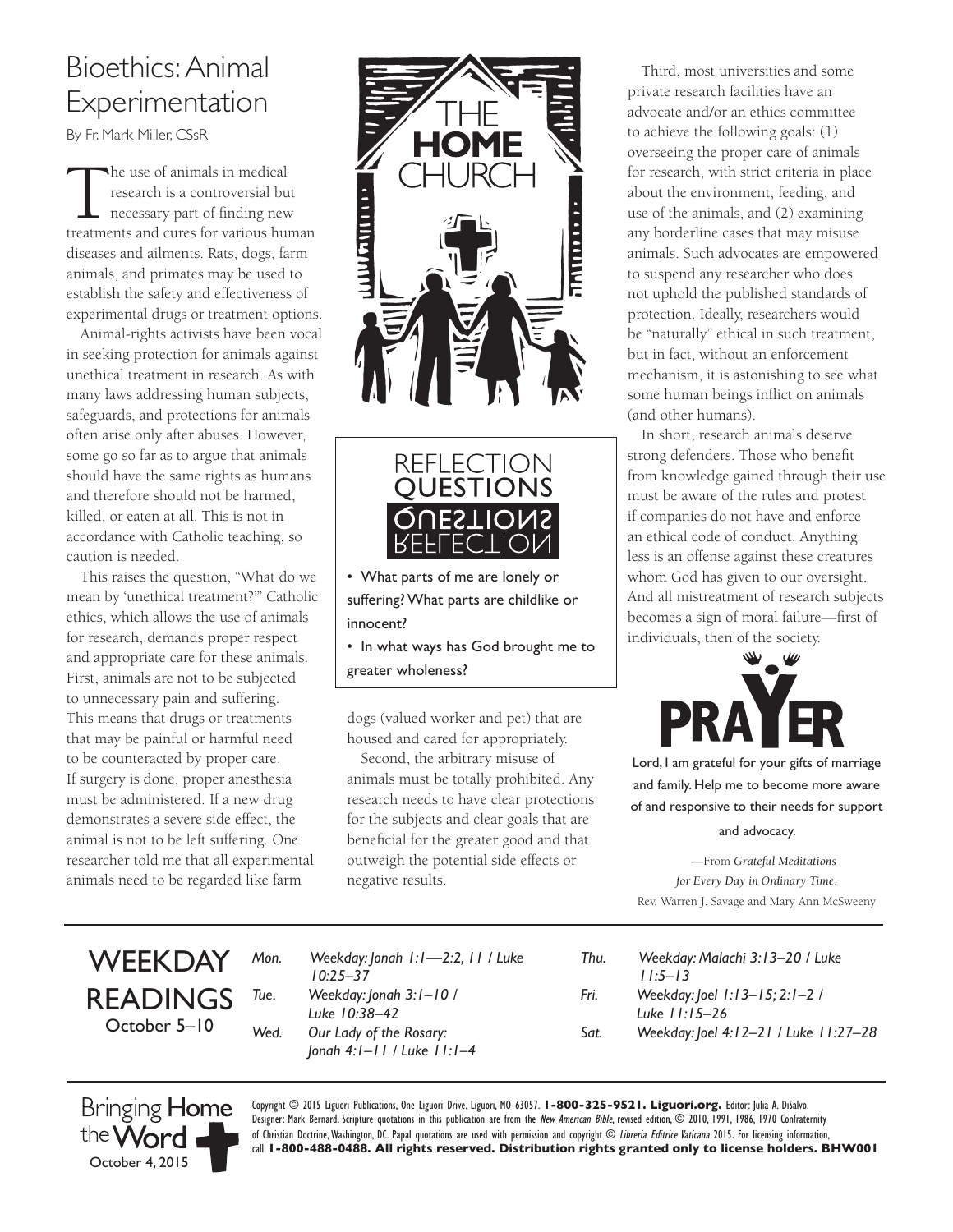# Bioethics: Animal Experimentation

By Fr. Mark Miller, CSsR

The use of animals in medical research is a controversial but necessary part of finding new treatments and cures for various human diseases and ailments. Rats, dogs, farm animals, and primates may be used to establish the safety and effectiveness of experimental drugs or treatment options.

Animal-rights activists have been vocal in seeking protection for animals against unethical treatment in research. As with many laws addressing human subjects, safeguards, and protections for animals often arise only after abuses. However, some go so far as to argue that animals should have the same rights as humans and therefore should not be harmed, killed, or eaten at all. This is not in accordance with Catholic teaching, so caution is needed.

This raises the question, "What do we mean by 'unethical treatment?'" Catholic ethics, which allows the use of animals for research, demands proper respect and appropriate care for these animals. First, animals are not to be subjected to unnecessary pain and suffering. This means that drugs or treatments that may be painful or harmful need to be counteracted by proper care. If surgery is done, proper anesthesia must be administered. If a new drug demonstrates a severe side effect, the animal is not to be left suffering. One researcher told me that all experimental animals need to be regarded like farm dogs (valued worker and pet) that are housed and cared for appropriately.

Second, the arbitrary misuse of animals must be totally prohibited. Any research needs to have clear protections for the subjects and clear goals that are beneficial for the greater good and that outweigh the potential side effects or negative results.

Third, most universities and some private research facilities have an advocate and/or an ethics committee to achieve the following goals: (1) overseeing the proper care of animals for research, with strict criteria in place about the environment, feeding, and use of the animals, and (2) examining any borderline cases that may misuse animals. Such advocates are empowered to suspend any researcher who does not uphold the published standards of protection. Ideally, researchers would be "naturally" ethical in such treatment, but in fact, without an enforcement mechanism, it is astonishing to see what some human beings inflict on animals (and other humans).

In short, research animals deserve strong defenders. Those who benefit from knowledge gained through their use must be aware of the rules and protest if companies do not have and enforce an ethical code of conduct. Anything less is an offense against these creatures whom God has given to our oversight. And all mistreatment of research subjects becomes a sign of moral failure—first of individuals, then of the society.

## THE HOME CHURCH

## REFLECTION QUESTIONS

- What parts of me are lonely or suffering? What parts are childlike or innocent?
- In what ways has God brought me to greater wholeness?

## PRAYER

Lord, I am grateful for your gifts of marriage and family. Help me to become more aware of and responsive to their needs for support and advocacy.

—From *Grateful Meditations for Every Day in Ordinary Time*, Rev. Warren J. Savage and Mary Ann McSweeny

## WEEKDAY READINGS

October 5–10

*Mon.* *Weekday: Jonah 1:1—2:2, 11 / Luke 10:25–37*

*Tue.* *Weekday: Jonah 3:1–10 / Luke 10:38–42*

*Wed.* *Our Lady of the Rosary: Jonah 4:1–11 / Luke 11:1–4*

*Thu.* *Weekday: Malachi 3:13–20 / Luke 11:5–13*

*Fri.* *Weekday: Joel 1:13–15; 2:1–2 / Luke 11:15–26*

*Sat.* *Weekday: Joel 4:12–21 / Luke 11:27–28*

Bringing Home the Word
October 4, 2015

Copyright © 2015 Liguori Publications, One Liguori Drive, Liguori, MO 63057. **1-800-325-9521. Liguori.org.** Editor: Julia A. DiSalvo. Designer: Mark Bernard. Scripture quotations in this publication are from the *New American Bible*, revised edition, © 2010, 1991, 1986, 1970 Confraternity of Christian Doctrine, Washington, DC. Papal quotations are used with permission and copyright © *Libreria Editrice Vaticana* 2015. For licensing information, call **1-800-488-0488. All rights reserved. Distribution rights granted only to license holders. BHW001**